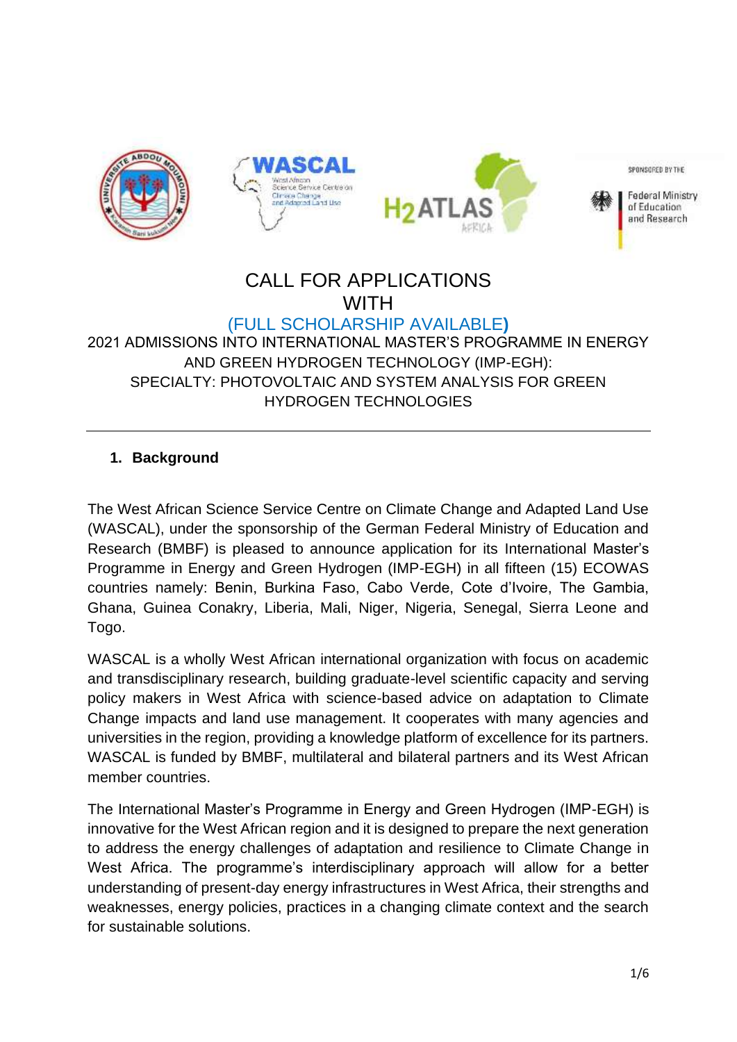# CALL FOR APPLICATIONS WITH

(FULL SCHOLARSHIP AVAILABLE)

2021 ADMISSIONS INTO INTERNATIONAL MASTER'S PROGRAMME IN ENERGY AND GREEN HYDROGEN TECHNOLOGY (IMP-EGH):
SPECIALTY: PHOTOVOLTAIC AND SYSTEM ANALYSIS FOR GREEN HYDROGEN TECHNOLOGIES

---

## 1. Background

The West African Science Service Centre on Climate Change and Adapted Land Use (WASCAL), under the sponsorship of the German Federal Ministry of Education and Research (BMBF) is pleased to announce application for its International Master's Programme in Energy and Green Hydrogen (IMP-EGH) in all fifteen (15) ECOWAS countries namely: Benin, Burkina Faso, Cabo Verde, Cote d'Ivoire, The Gambia, Ghana, Guinea Conakry, Liberia, Mali, Niger, Nigeria, Senegal, Sierra Leone and Togo.

WASCAL is a wholly West African international organization with focus on academic and transdisciplinary research, building graduate-level scientific capacity and serving policy makers in West Africa with science-based advice on adaptation to Climate Change impacts and land use management. It cooperates with many agencies and universities in the region, providing a knowledge platform of excellence for its partners. WASCAL is funded by BMBF, multilateral and bilateral partners and its West African member countries.

The International Master's Programme in Energy and Green Hydrogen (IMP-EGH) is innovative for the West African region and it is designed to prepare the next generation to address the energy challenges of adaptation and resilience to Climate Change in West Africa. The programme's interdisciplinary approach will allow for a better understanding of present-day energy infrastructures in West Africa, their strengths and weaknesses, energy policies, practices in a changing climate context and the search for sustainable solutions.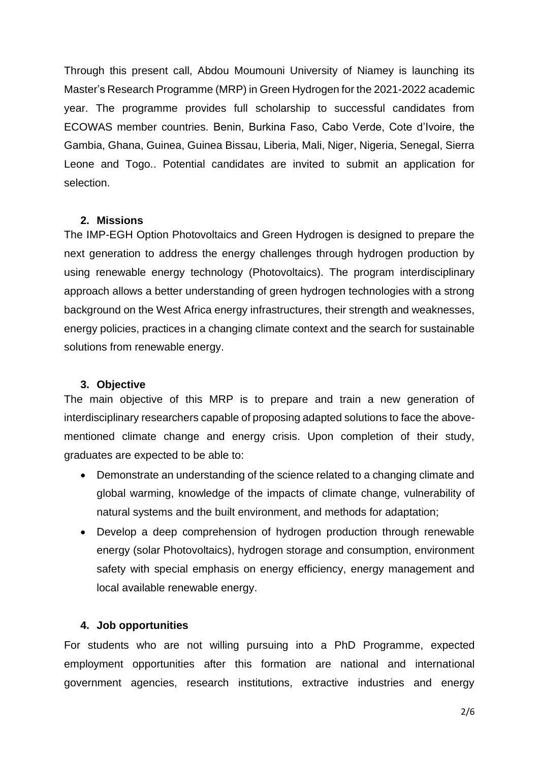Through this present call, Abdou Moumouni University of Niamey is launching its Master's Research Programme (MRP) in Green Hydrogen for the 2021-2022 academic year. The programme provides full scholarship to successful candidates from ECOWAS member countries. Benin, Burkina Faso, Cabo Verde, Cote d'Ivoire, the Gambia, Ghana, Guinea, Guinea Bissau, Liberia, Mali, Niger, Nigeria, Senegal, Sierra Leone and Togo.. Potential candidates are invited to submit an application for selection.

## 2. Missions

The IMP-EGH Option Photovoltaics and Green Hydrogen is designed to prepare the next generation to address the energy challenges through hydrogen production by using renewable energy technology (Photovoltaics). The program interdisciplinary approach allows a better understanding of green hydrogen technologies with a strong background on the West Africa energy infrastructures, their strength and weaknesses, energy policies, practices in a changing climate context and the search for sustainable solutions from renewable energy.

## 3. Objective

The main objective of this MRP is to prepare and train a new generation of interdisciplinary researchers capable of proposing adapted solutions to face the above-mentioned climate change and energy crisis. Upon completion of their study, graduates are expected to be able to:

- Demonstrate an understanding of the science related to a changing climate and global warming, knowledge of the impacts of climate change, vulnerability of natural systems and the built environment, and methods for adaptation;
- Develop a deep comprehension of hydrogen production through renewable energy (solar Photovoltaics), hydrogen storage and consumption, environment safety with special emphasis on energy efficiency, energy management and local available renewable energy.

## 4. Job opportunities

For students who are not willing pursuing into a PhD Programme, expected employment opportunities after this formation are national and international government agencies, research institutions, extractive industries and energy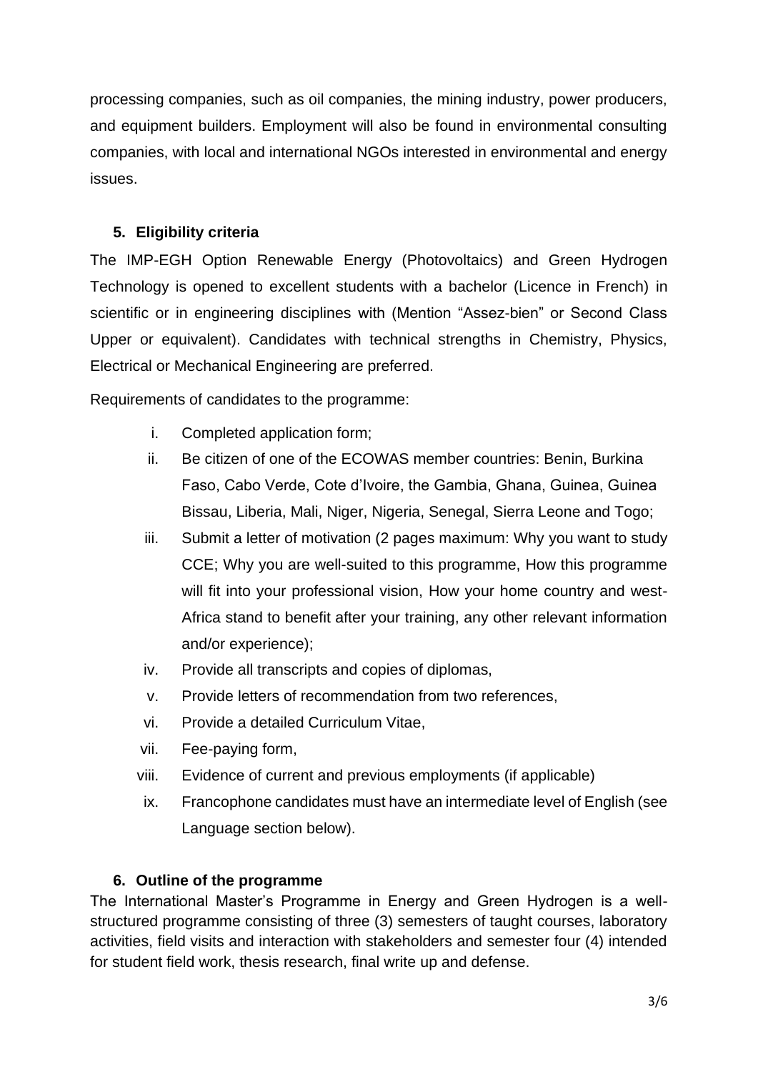processing companies, such as oil companies, the mining industry, power producers, and equipment builders. Employment will also be found in environmental consulting companies, with local and international NGOs interested in environmental and energy issues.

## 5. Eligibility criteria

The IMP-EGH Option Renewable Energy (Photovoltaics) and Green Hydrogen Technology is opened to excellent students with a bachelor (Licence in French) in scientific or in engineering disciplines with (Mention "Assez-bien" or Second Class Upper or equivalent). Candidates with technical strengths in Chemistry, Physics, Electrical or Mechanical Engineering are preferred.

Requirements of candidates to the programme:

i. Completed application form;
ii. Be citizen of one of the ECOWAS member countries: Benin, Burkina Faso, Cabo Verde, Cote d'Ivoire, the Gambia, Ghana, Guinea, Guinea Bissau, Liberia, Mali, Niger, Nigeria, Senegal, Sierra Leone and Togo;
iii. Submit a letter of motivation (2 pages maximum: Why you want to study CCE; Why you are well-suited to this programme, How this programme will fit into your professional vision, How your home country and west-Africa stand to benefit after your training, any other relevant information and/or experience);
iv. Provide all transcripts and copies of diplomas,
v. Provide letters of recommendation from two references,
vi. Provide a detailed Curriculum Vitae,
vii. Fee-paying form,
viii. Evidence of current and previous employments (if applicable)
ix. Francophone candidates must have an intermediate level of English (see Language section below).

## 6. Outline of the programme

The International Master's Programme in Energy and Green Hydrogen is a well-structured programme consisting of three (3) semesters of taught courses, laboratory activities, field visits and interaction with stakeholders and semester four (4) intended for student field work, thesis research, final write up and defense.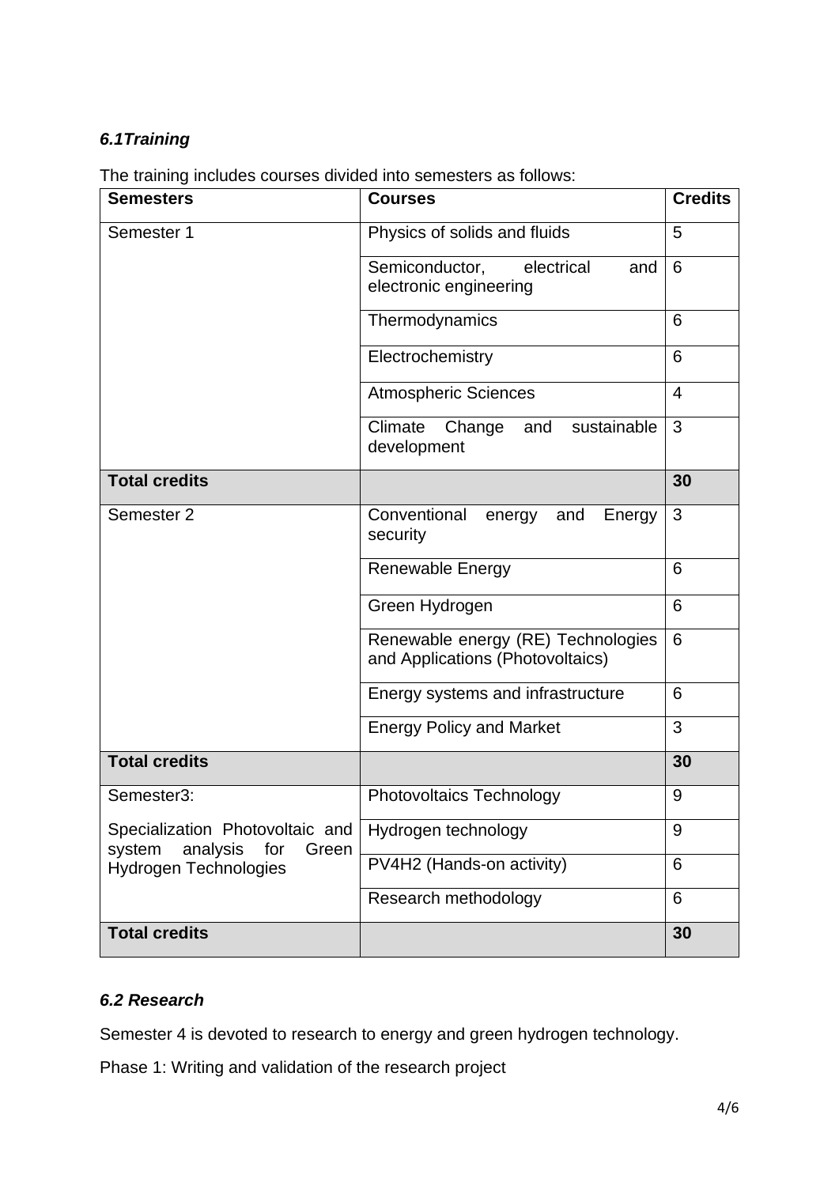### *6.1Training*

The training includes courses divided into semesters as follows:

| Semesters | Courses | Credits |
|---|---|---|
| Semester 1 | Physics of solids and fluids | 5 |
| | Semiconductor, electrical and electronic engineering | 6 |
| | Thermodynamics | 6 |
| | Electrochemistry | 6 |
| | Atmospheric Sciences | 4 |
| | Climate Change and sustainable development | 3 |
| **Total credits** | | **30** |
| Semester 2 | Conventional energy and Energy security | 3 |
| | Renewable Energy | 6 |
| | Green Hydrogen | 6 |
| | Renewable energy (RE) Technologies and Applications (Photovoltaics) | 6 |
| | Energy systems and infrastructure | 6 |
| | Energy Policy and Market | 3 |
| **Total credits** | | **30** |
| Semester3: Specialization Photovoltaic and system analysis for Green Hydrogen Technologies | Photovoltaics Technology | 9 |
| | Hydrogen technology | 9 |
| | PV4H2 (Hands-on activity) | 6 |
| | Research methodology | 6 |
| **Total credits** | | **30** |

### *6.2 Research*

Semester 4 is devoted to research to energy and green hydrogen technology.

Phase 1: Writing and validation of the research project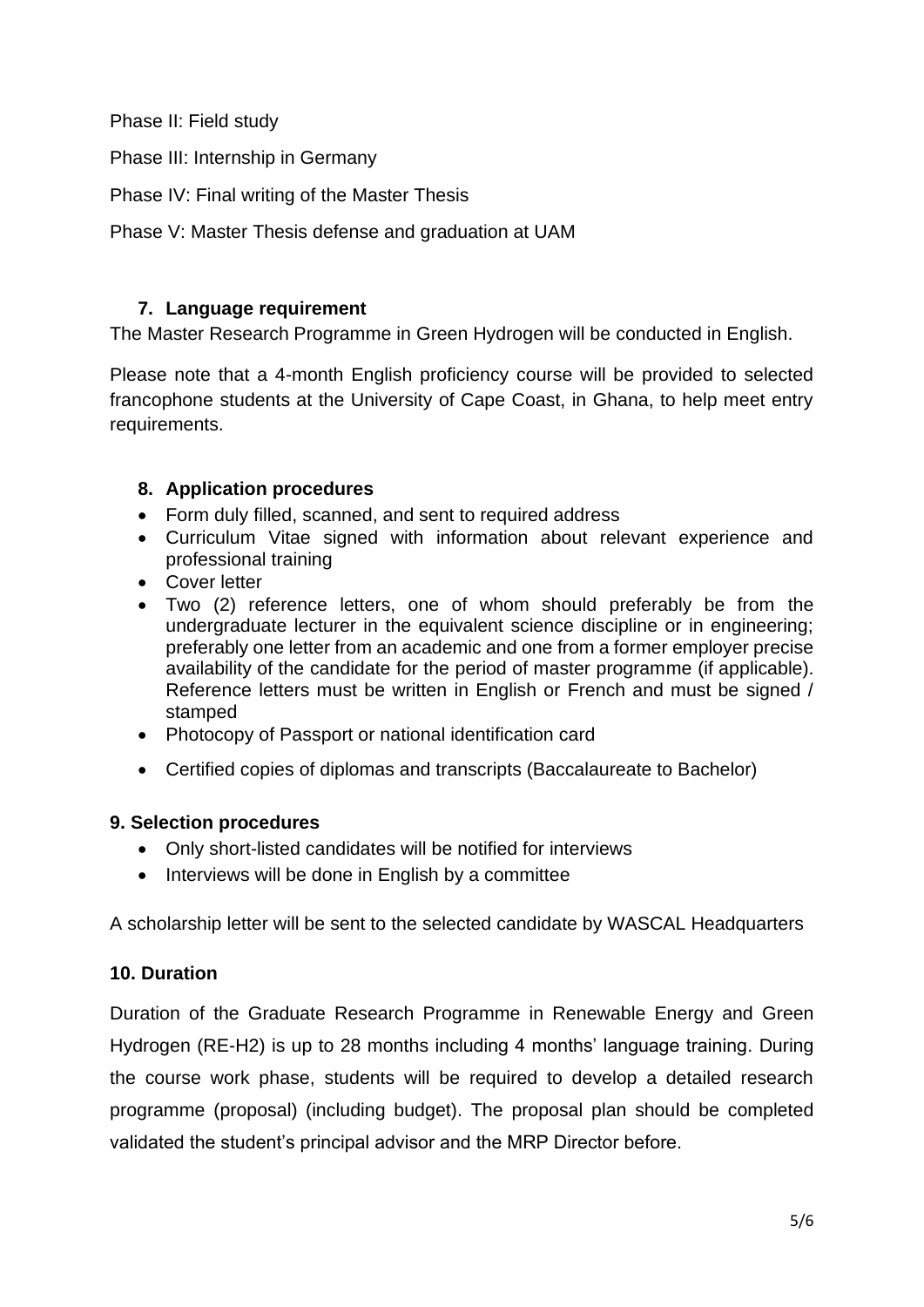Phase II: Field study

Phase III: Internship in Germany

Phase IV: Final writing of the Master Thesis

Phase V: Master Thesis defense and graduation at UAM

## 7. Language requirement

The Master Research Programme in Green Hydrogen will be conducted in English.

Please note that a 4-month English proficiency course will be provided to selected francophone students at the University of Cape Coast, in Ghana, to help meet entry requirements.

## 8. Application procedures

- Form duly filled, scanned, and sent to required address
- Curriculum Vitae signed with information about relevant experience and professional training
- Cover letter
- Two (2) reference letters, one of whom should preferably be from the undergraduate lecturer in the equivalent science discipline or in engineering; preferably one letter from an academic and one from a former employer precise availability of the candidate for the period of master programme (if applicable). Reference letters must be written in English or French and must be signed / stamped
- Photocopy of Passport or national identification card
- Certified copies of diplomas and transcripts (Baccalaureate to Bachelor)

## 9. Selection procedures

- Only short-listed candidates will be notified for interviews
- Interviews will be done in English by a committee

A scholarship letter will be sent to the selected candidate by WASCAL Headquarters

## 10. Duration

Duration of the Graduate Research Programme in Renewable Energy and Green Hydrogen (RE-H2) is up to 28 months including 4 months' language training. During the course work phase, students will be required to develop a detailed research programme (proposal) (including budget). The proposal plan should be completed validated the student's principal advisor and the MRP Director before.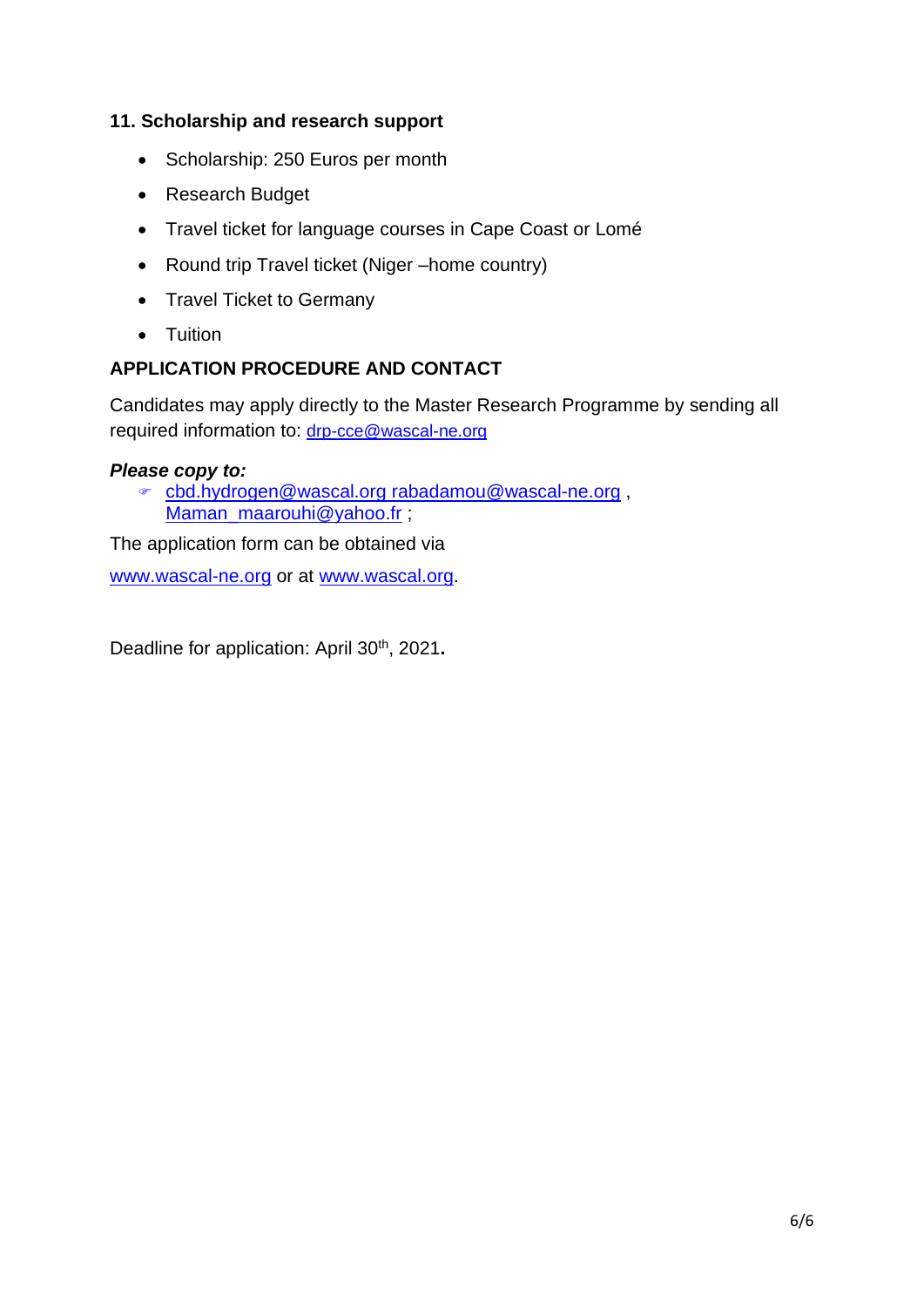### 11. Scholarship and research support

- Scholarship: 250 Euros per month
- Research Budget
- Travel ticket for language courses in Cape Coast or Lomé
- Round trip Travel ticket (Niger –home country)
- Travel Ticket to Germany
- Tuition

## APPLICATION PROCEDURE AND CONTACT

Candidates may apply directly to the Master Research Programme by sending all required information to: drp-cce@wascal-ne.org

***Please copy to:***

- cbd.hydrogen@wascal.org rabadamou@wascal-ne.org , Maman_maarouhi@yahoo.fr ;

The application form can be obtained via

www.wascal-ne.org or at www.wascal.org.

Deadline for application: April 30th, 2021**.**